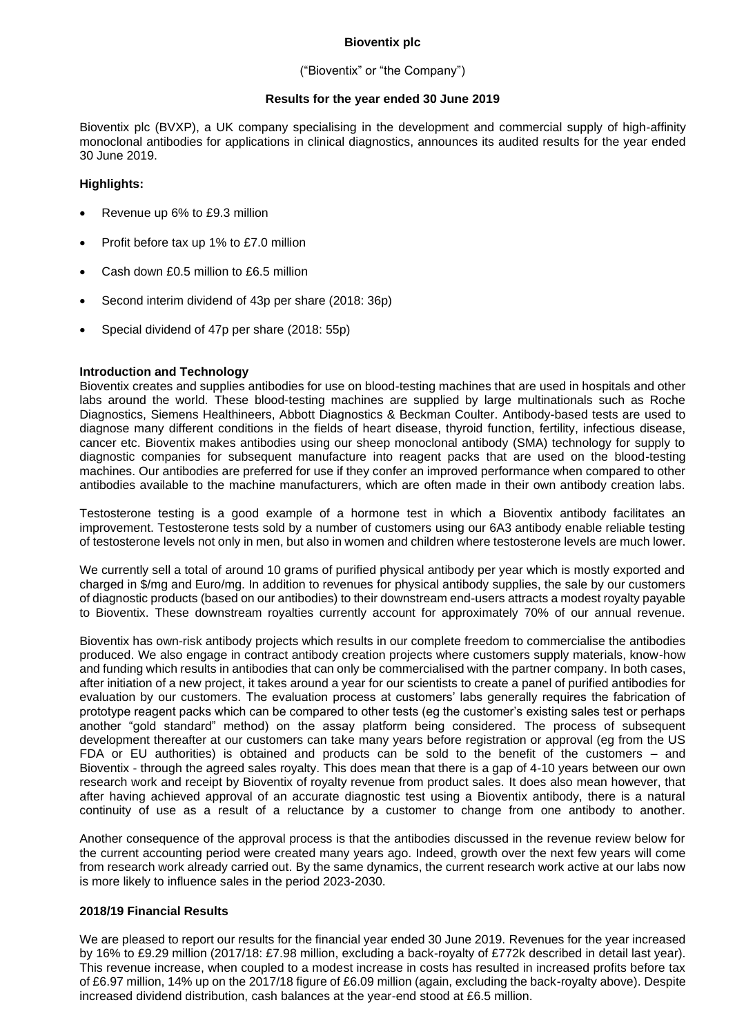**Bioventix plc**

("Bioventix" or "the Company")

**Results for the year ended 30 June 2019**

Bioventix plc (BVXP), a UK company specialising in the development and commercial supply of high-affinity monoclonal antibodies for applications in clinical diagnostics, announces its audited results for the year ended 30 June 2019.

**Highlights:**

- Revenue up 6% to £9.3 million
- Profit before tax up 1% to £7.0 million
- Cash down £0.5 million to £6.5 million
- Second interim dividend of 43p per share (2018: 36p)
- Special dividend of 47p per share (2018: 55p)

**Introduction and Technology**

Bioventix creates and supplies antibodies for use on blood-testing machines that are used in hospitals and other labs around the world. These blood-testing machines are supplied by large multinationals such as Roche Diagnostics, Siemens Healthineers, Abbott Diagnostics & Beckman Coulter. Antibody-based tests are used to diagnose many different conditions in the fields of heart disease, thyroid function, fertility, infectious disease, cancer etc. Bioventix makes antibodies using our sheep monoclonal antibody (SMA) technology for supply to diagnostic companies for subsequent manufacture into reagent packs that are used on the blood-testing machines. Our antibodies are preferred for use if they confer an improved performance when compared to other antibodies available to the machine manufacturers, which are often made in their own antibody creation labs.

Testosterone testing is a good example of a hormone test in which a Bioventix antibody facilitates an improvement. Testosterone tests sold by a number of customers using our 6A3 antibody enable reliable testing of testosterone levels not only in men, but also in women and children where testosterone levels are much lower.

We currently sell a total of around 10 grams of purified physical antibody per year which is mostly exported and charged in $/mg and Euro/mg. In addition to revenues for physical antibody supplies, the sale by our customers of diagnostic products (based on our antibodies) to their downstream end-users attracts a modest royalty payable to Bioventix. These downstream royalties currently account for approximately 70% of our annual revenue.

Bioventix has own-risk antibody projects which results in our complete freedom to commercialise the antibodies produced. We also engage in contract antibody creation projects where customers supply materials, know-how and funding which results in antibodies that can only be commercialised with the partner company. In both cases, after initiation of a new project, it takes around a year for our scientists to create a panel of purified antibodies for evaluation by our customers. The evaluation process at customers' labs generally requires the fabrication of prototype reagent packs which can be compared to other tests (eg the customer's existing sales test or perhaps another "gold standard" method) on the assay platform being considered. The process of subsequent development thereafter at our customers can take many years before registration or approval (eg from the US FDA or EU authorities) is obtained and products can be sold to the benefit of the customers – and Bioventix - through the agreed sales royalty. This does mean that there is a gap of 4-10 years between our own research work and receipt by Bioventix of royalty revenue from product sales. It does also mean however, that after having achieved approval of an accurate diagnostic test using a Bioventix antibody, there is a natural continuity of use as a result of a reluctance by a customer to change from one antibody to another.

Another consequence of the approval process is that the antibodies discussed in the revenue review below for the current accounting period were created many years ago. Indeed, growth over the next few years will come from research work already carried out. By the same dynamics, the current research work active at our labs now is more likely to influence sales in the period 2023-2030.

**2018/19 Financial Results**

We are pleased to report our results for the financial year ended 30 June 2019. Revenues for the year increased by 16% to £9.29 million (2017/18: £7.98 million, excluding a back-royalty of £772k described in detail last year). This revenue increase, when coupled to a modest increase in costs has resulted in increased profits before tax of £6.97 million, 14% up on the 2017/18 figure of £6.09 million (again, excluding the back-royalty above). Despite increased dividend distribution, cash balances at the year-end stood at £6.5 million.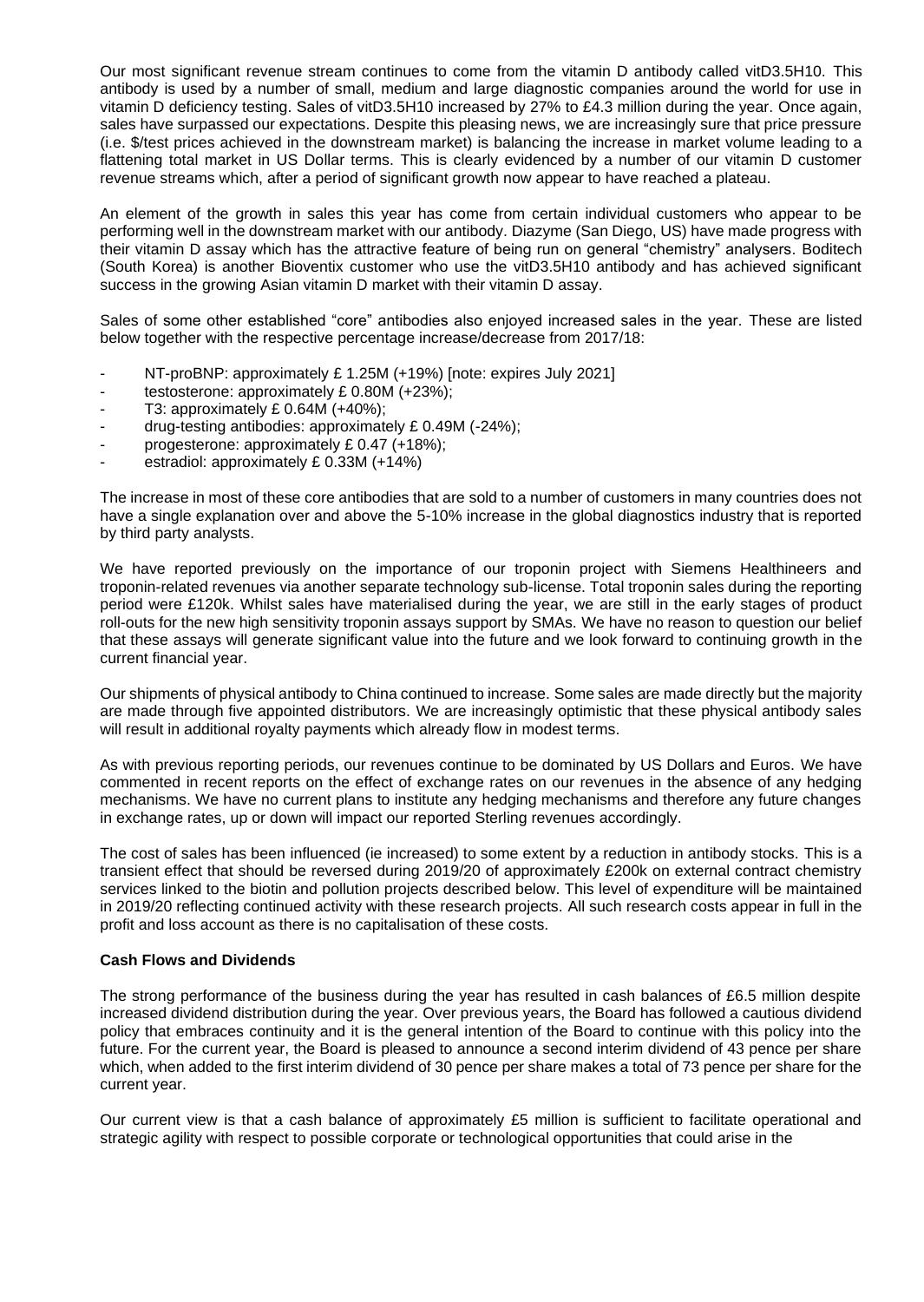Our most significant revenue stream continues to come from the vitamin D antibody called vitD3.5H10. This antibody is used by a number of small, medium and large diagnostic companies around the world for use in vitamin D deficiency testing. Sales of vitD3.5H10 increased by 27% to £4.3 million during the year. Once again, sales have surpassed our expectations. Despite this pleasing news, we are increasingly sure that price pressure (i.e. $/test prices achieved in the downstream market) is balancing the increase in market volume leading to a flattening total market in US Dollar terms. This is clearly evidenced by a number of our vitamin D customer revenue streams which, after a period of significant growth now appear to have reached a plateau.

An element of the growth in sales this year has come from certain individual customers who appear to be performing well in the downstream market with our antibody. Diazyme (San Diego, US) have made progress with their vitamin D assay which has the attractive feature of being run on general "chemistry" analysers. Boditech (South Korea) is another Bioventix customer who use the vitD3.5H10 antibody and has achieved significant success in the growing Asian vitamin D market with their vitamin D assay.

Sales of some other established "core" antibodies also enjoyed increased sales in the year. These are listed below together with the respective percentage increase/decrease from 2017/18:

- NT-proBNP: approximately £ 1.25M (+19%) [note: expires July 2021]
- testosterone: approximately £ 0.80M (+23%);
- T3: approximately £ 0.64M (+40%);
- drug-testing antibodies: approximately £ 0.49M (-24%);
- progesterone: approximately £ 0.47 (+18%);
- estradiol: approximately £ 0.33M (+14%)

The increase in most of these core antibodies that are sold to a number of customers in many countries does not have a single explanation over and above the 5-10% increase in the global diagnostics industry that is reported by third party analysts.

We have reported previously on the importance of our troponin project with Siemens Healthineers and troponin-related revenues via another separate technology sub-license. Total troponin sales during the reporting period were £120k. Whilst sales have materialised during the year, we are still in the early stages of product roll-outs for the new high sensitivity troponin assays support by SMAs. We have no reason to question our belief that these assays will generate significant value into the future and we look forward to continuing growth in the current financial year.

Our shipments of physical antibody to China continued to increase. Some sales are made directly but the majority are made through five appointed distributors. We are increasingly optimistic that these physical antibody sales will result in additional royalty payments which already flow in modest terms.

As with previous reporting periods, our revenues continue to be dominated by US Dollars and Euros. We have commented in recent reports on the effect of exchange rates on our revenues in the absence of any hedging mechanisms. We have no current plans to institute any hedging mechanisms and therefore any future changes in exchange rates, up or down will impact our reported Sterling revenues accordingly.

The cost of sales has been influenced (ie increased) to some extent by a reduction in antibody stocks. This is a transient effect that should be reversed during 2019/20 of approximately £200k on external contract chemistry services linked to the biotin and pollution projects described below. This level of expenditure will be maintained in 2019/20 reflecting continued activity with these research projects. All such research costs appear in full in the profit and loss account as there is no capitalisation of these costs.

**Cash Flows and Dividends**

The strong performance of the business during the year has resulted in cash balances of £6.5 million despite increased dividend distribution during the year. Over previous years, the Board has followed a cautious dividend policy that embraces continuity and it is the general intention of the Board to continue with this policy into the future. For the current year, the Board is pleased to announce a second interim dividend of 43 pence per share which, when added to the first interim dividend of 30 pence per share makes a total of 73 pence per share for the current year.

Our current view is that a cash balance of approximately £5 million is sufficient to facilitate operational and strategic agility with respect to possible corporate or technological opportunities that could arise in the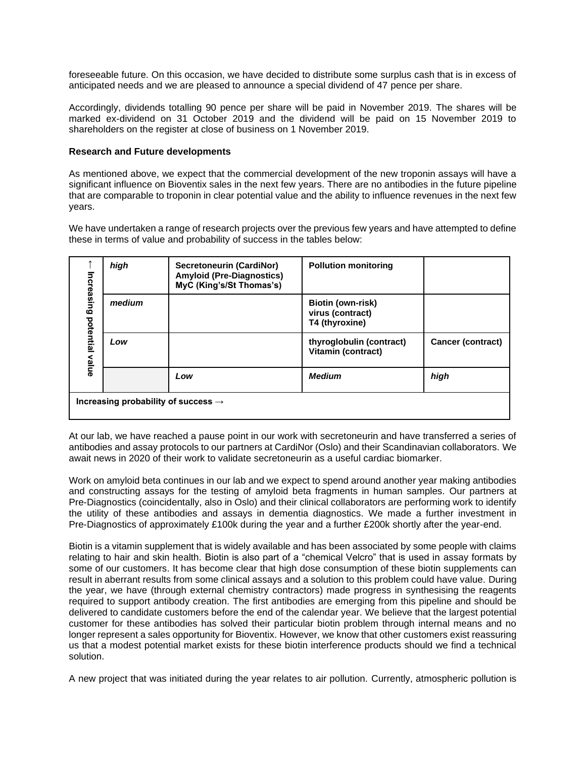foreseeable future. On this occasion, we have decided to distribute some surplus cash that is in excess of anticipated needs and we are pleased to announce a special dividend of 47 pence per share.

Accordingly, dividends totalling 90 pence per share will be paid in November 2019. The shares will be marked ex-dividend on 31 October 2019 and the dividend will be paid on 15 November 2019 to shareholders on the register at close of business on 1 November 2019.

**Research and Future developments**

As mentioned above, we expect that the commercial development of the new troponin assays will have a significant influence on Bioventix sales in the next few years. There are no antibodies in the future pipeline that are comparable to troponin in clear potential value and the ability to influence revenues in the next few years.

We have undertaken a range of research projects over the previous few years and have attempted to define these in terms of value and probability of success in the tables below:

| ↑ Increasing potential value | | | | |
|---|---|---|---|---|
| | ***high*** | **Secretoneurin (CardiNor)**<br>**Amyloid (Pre-Diagnostics)**<br>**MyC (King's/St Thomas's)** | **Pollution monitoring** | |
| | ***medium*** | | **Biotin (own-risk)**<br>**virus (contract)**<br>**T4 (thyroxine)** | |
| | ***Low*** | | **thyroglobulin (contract)**<br>**Vitamin (contract)** | **Cancer (contract)** |
| | | ***Low*** | ***Medium*** | ***high*** |
| **Increasing probability of success →** | | | | |

At our lab, we have reached a pause point in our work with secretoneurin and have transferred a series of antibodies and assay protocols to our partners at CardiNor (Oslo) and their Scandinavian collaborators. We await news in 2020 of their work to validate secretoneurin as a useful cardiac biomarker.

Work on amyloid beta continues in our lab and we expect to spend around another year making antibodies and constructing assays for the testing of amyloid beta fragments in human samples. Our partners at Pre-Diagnostics (coincidentally, also in Oslo) and their clinical collaborators are performing work to identify the utility of these antibodies and assays in dementia diagnostics. We made a further investment in Pre-Diagnostics of approximately £100k during the year and a further £200k shortly after the year-end.

Biotin is a vitamin supplement that is widely available and has been associated by some people with claims relating to hair and skin health. Biotin is also part of a "chemical Velcro" that is used in assay formats by some of our customers. It has become clear that high dose consumption of these biotin supplements can result in aberrant results from some clinical assays and a solution to this problem could have value. During the year, we have (through external chemistry contractors) made progress in synthesising the reagents required to support antibody creation. The first antibodies are emerging from this pipeline and should be delivered to candidate customers before the end of the calendar year. We believe that the largest potential customer for these antibodies has solved their particular biotin problem through internal means and no longer represent a sales opportunity for Bioventix. However, we know that other customers exist reassuring us that a modest potential market exists for these biotin interference products should we find a technical solution.

A new project that was initiated during the year relates to air pollution. Currently, atmospheric pollution is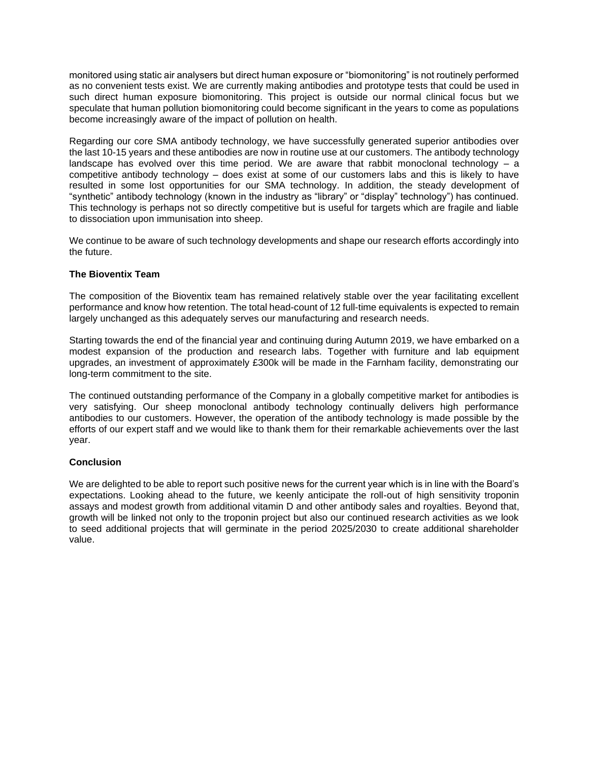monitored using static air analysers but direct human exposure or "biomonitoring" is not routinely performed as no convenient tests exist. We are currently making antibodies and prototype tests that could be used in such direct human exposure biomonitoring. This project is outside our normal clinical focus but we speculate that human pollution biomonitoring could become significant in the years to come as populations become increasingly aware of the impact of pollution on health.

Regarding our core SMA antibody technology, we have successfully generated superior antibodies over the last 10-15 years and these antibodies are now in routine use at our customers. The antibody technology landscape has evolved over this time period. We are aware that rabbit monoclonal technology – a competitive antibody technology – does exist at some of our customers labs and this is likely to have resulted in some lost opportunities for our SMA technology. In addition, the steady development of "synthetic" antibody technology (known in the industry as "library" or "display" technology") has continued. This technology is perhaps not so directly competitive but is useful for targets which are fragile and liable to dissociation upon immunisation into sheep.

We continue to be aware of such technology developments and shape our research efforts accordingly into the future.

**The Bioventix Team**

The composition of the Bioventix team has remained relatively stable over the year facilitating excellent performance and know how retention. The total head-count of 12 full-time equivalents is expected to remain largely unchanged as this adequately serves our manufacturing and research needs.

Starting towards the end of the financial year and continuing during Autumn 2019, we have embarked on a modest expansion of the production and research labs. Together with furniture and lab equipment upgrades, an investment of approximately £300k will be made in the Farnham facility, demonstrating our long-term commitment to the site.

The continued outstanding performance of the Company in a globally competitive market for antibodies is very satisfying. Our sheep monoclonal antibody technology continually delivers high performance antibodies to our customers. However, the operation of the antibody technology is made possible by the efforts of our expert staff and we would like to thank them for their remarkable achievements over the last year.

**Conclusion**

We are delighted to be able to report such positive news for the current year which is in line with the Board's expectations. Looking ahead to the future, we keenly anticipate the roll-out of high sensitivity troponin assays and modest growth from additional vitamin D and other antibody sales and royalties. Beyond that, growth will be linked not only to the troponin project but also our continued research activities as we look to seed additional projects that will germinate in the period 2025/2030 to create additional shareholder value.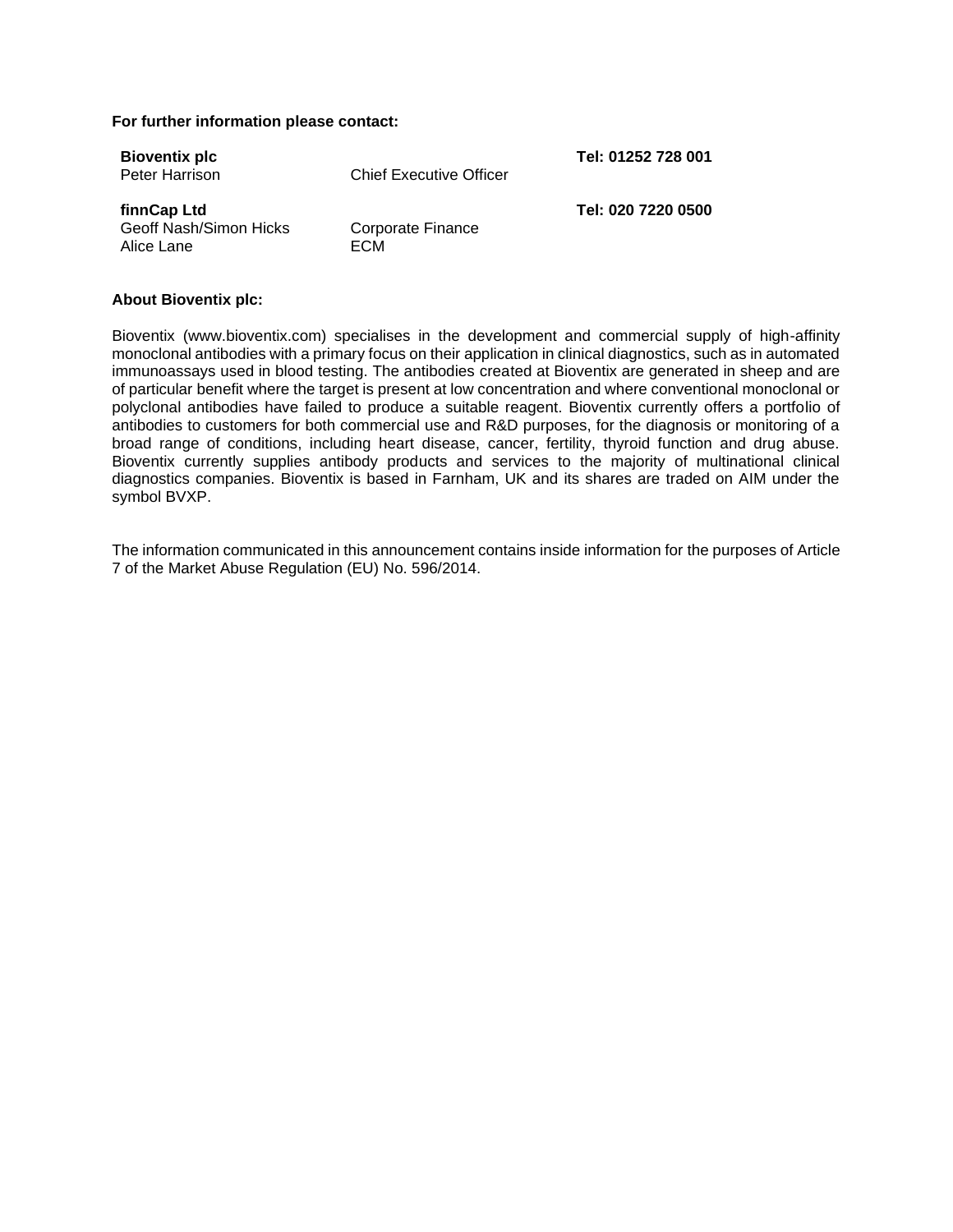**For further information please contact:**

| | | |
|---|---|---|
| **Bioventix plc** | | **Tel: 01252 728 001** |
| Peter Harrison | Chief Executive Officer | |
| **finnCap Ltd** | | **Tel: 020 7220 0500** |
| Geoff Nash/Simon Hicks | Corporate Finance | |
| Alice Lane | ECM | |

**About Bioventix plc:**

Bioventix (www.bioventix.com) specialises in the development and commercial supply of high-affinity monoclonal antibodies with a primary focus on their application in clinical diagnostics, such as in automated immunoassays used in blood testing. The antibodies created at Bioventix are generated in sheep and are of particular benefit where the target is present at low concentration and where conventional monoclonal or polyclonal antibodies have failed to produce a suitable reagent. Bioventix currently offers a portfolio of antibodies to customers for both commercial use and R&D purposes, for the diagnosis or monitoring of a broad range of conditions, including heart disease, cancer, fertility, thyroid function and drug abuse. Bioventix currently supplies antibody products and services to the majority of multinational clinical diagnostics companies. Bioventix is based in Farnham, UK and its shares are traded on AIM under the symbol BVXP.

The information communicated in this announcement contains inside information for the purposes of Article 7 of the Market Abuse Regulation (EU) No. 596/2014.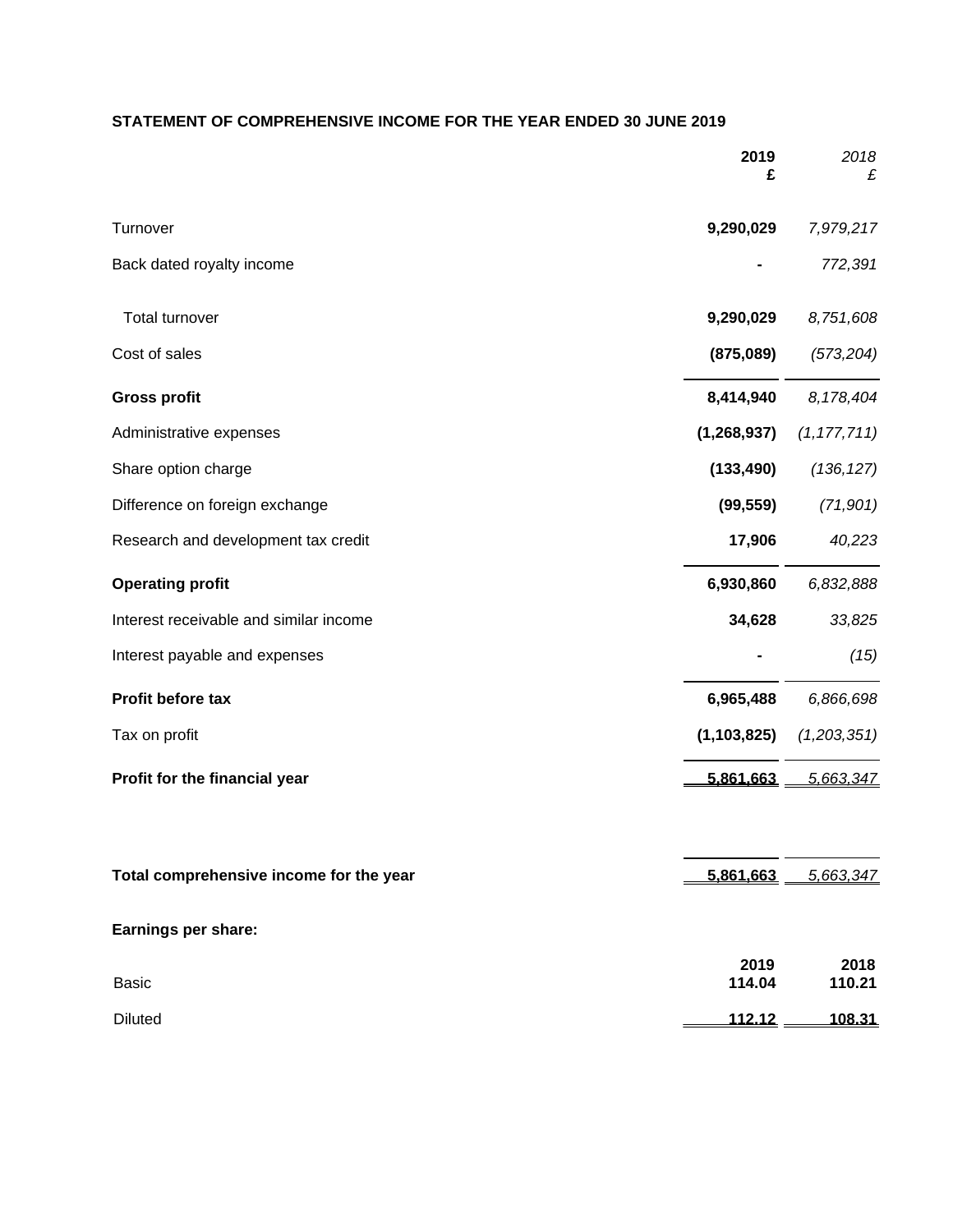## STATEMENT OF COMPREHENSIVE INCOME FOR THE YEAR ENDED 30 JUNE 2019

| | 2019<br>£ | *2018*<br>*£* |
|---|---|---|
| Turnover | **9,290,029** | *7,979,217* |
| Back dated royalty income | **-** | *772,391* |
| Total turnover | **9,290,029** | *8,751,608* |
| Cost of sales | **(875,089)** | *(573,204)* |
| **Gross profit** | **8,414,940** | *8,178,404* |
| Administrative expenses | **(1,268,937)** | *(1,177,711)* |
| Share option charge | **(133,490)** | *(136,127)* |
| Difference on foreign exchange | **(99,559)** | *(71,901)* |
| Research and development tax credit | **17,906** | *40,223* |
| **Operating profit** | **6,930,860** | *6,832,888* |
| Interest receivable and similar income | **34,628** | *33,825* |
| Interest payable and expenses | **-** | *(15)* |
| **Profit before tax** | **6,965,488** | *6,866,698* |
| Tax on profit | **(1,103,825)** | *(1,203,351)* |
| **Profit for the financial year** | **5,861,663** | *5,663,347* |
| | | |
| **Total comprehensive income for the year** | **5,861,663** | *5,663,347* |

**Earnings per share:**

| | 2019 | 2018 |
|---|---|---|
| Basic | **114.04** | **110.21** |
| Diluted | **112.12** | **108.31** |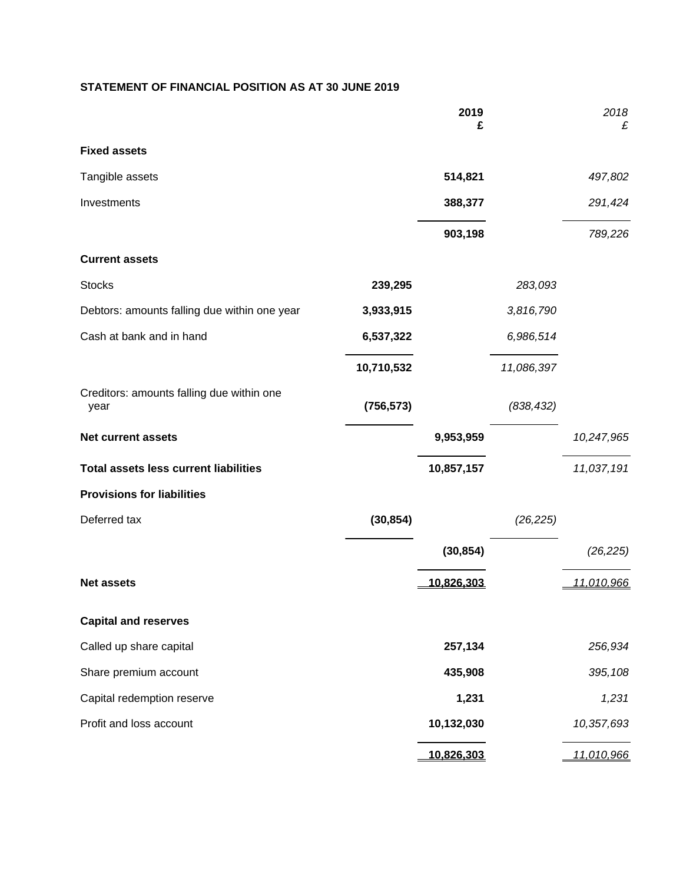## STATEMENT OF FINANCIAL POSITION AS AT 30 JUNE 2019

| | | 2019 £ | | 2018 £ |
|---|---|---|---|---|
| **Fixed assets** | | | | |
| Tangible assets | | **514,821** | | *497,802* |
| Investments | | **388,377** | | *291,424* |
| | | **903,198** | | *789,226* |
| **Current assets** | | | | |
| Stocks | **239,295** | | *283,093* | |
| Debtors: amounts falling due within one year | **3,933,915** | | *3,816,790* | |
| Cash at bank and in hand | **6,537,322** | | *6,986,514* | |
| | **10,710,532** | | *11,086,397* | |
| Creditors: amounts falling due within one year | **(756,573)** | | *(838,432)* | |
| **Net current assets** | | **9,953,959** | | *10,247,965* |
| **Total assets less current liabilities** | | **10,857,157** | | *11,037,191* |
| **Provisions for liabilities** | | | | |
| Deferred tax | **(30,854)** | | *(26,225)* | |
| | | **(30,854)** | | *(26,225)* |
| **Net assets** | | **10,826,303** | | *11,010,966* |
| **Capital and reserves** | | | | |
| Called up share capital | | **257,134** | | *256,934* |
| Share premium account | | **435,908** | | *395,108* |
| Capital redemption reserve | | **1,231** | | *1,231* |
| Profit and loss account | | **10,132,030** | | *10,357,693* |
| | | **10,826,303** | | *11,010,966* |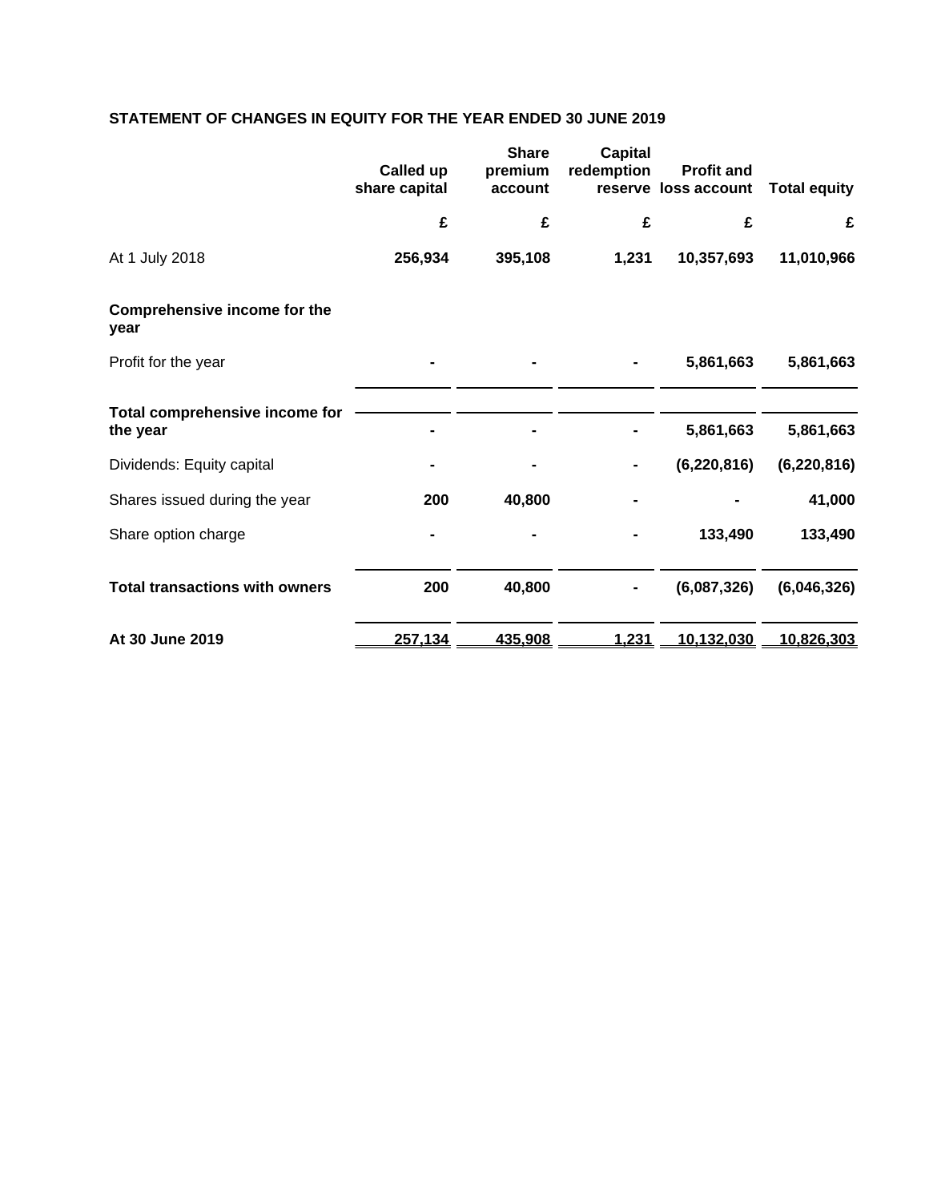**STATEMENT OF CHANGES IN EQUITY FOR THE YEAR ENDED 30 JUNE 2019**

| | Called up share capital | Share premium account | Capital redemption reserve | Profit and loss account | Total equity |
|---|---|---|---|---|---|
| | £ | £ | £ | £ | £ |
| At 1 July 2018 | **256,934** | **395,108** | **1,231** | **10,357,693** | **11,010,966** |
| **Comprehensive income for the year** | | | | | |
| Profit for the year | - | - | - | 5,861,663 | 5,861,663 |
| **Total comprehensive income for the year** | - | - | - | 5,861,663 | 5,861,663 |
| Dividends: Equity capital | - | - | - | (6,220,816) | (6,220,816) |
| Shares issued during the year | 200 | 40,800 | - | - | 41,000 |
| Share option charge | - | - | - | 133,490 | 133,490 |
| **Total transactions with owners** | 200 | 40,800 | - | (6,087,326) | (6,046,326) |
| **At 30 June 2019** | 257,134 | 435,908 | 1,231 | 10,132,030 | 10,826,303 |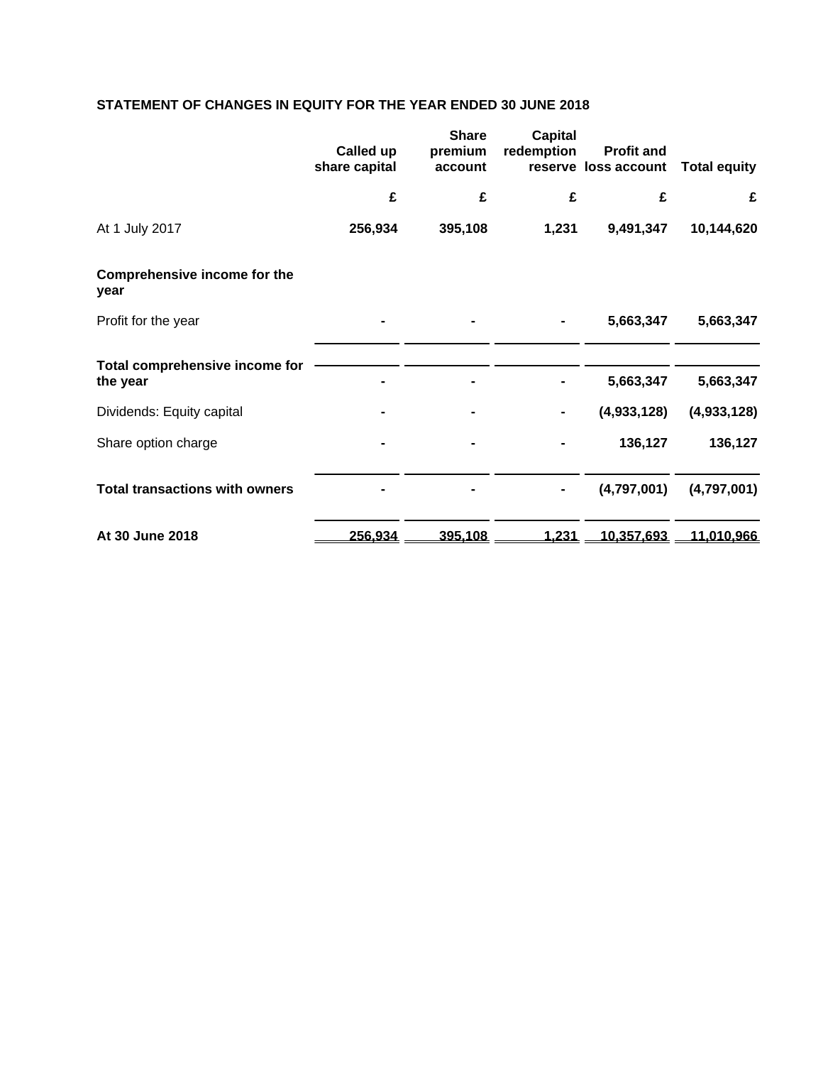## STATEMENT OF CHANGES IN EQUITY FOR THE YEAR ENDED 30 JUNE 2018

| | Called up share capital | Share premium account | Capital redemption reserve | Profit and loss account | Total equity |
|---|---|---|---|---|---|
| | £ | £ | £ | £ | £ |
| At 1 July 2017 | **256,934** | **395,108** | **1,231** | **9,491,347** | **10,144,620** |
| **Comprehensive income for the year** | | | | | |
| Profit for the year | **-** | **-** | **-** | **5,663,347** | **5,663,347** |
| **Total comprehensive income for the year** | **-** | **-** | **-** | **5,663,347** | **5,663,347** |
| Dividends: Equity capital | **-** | **-** | **-** | **(4,933,128)** | **(4,933,128)** |
| Share option charge | **-** | **-** | **-** | **136,127** | **136,127** |
| **Total transactions with owners** | **-** | **-** | **-** | **(4,797,001)** | **(4,797,001)** |
| **At 30 June 2018** | **256,934** | **395,108** | **1,231** | **10,357,693** | **11,010,966** |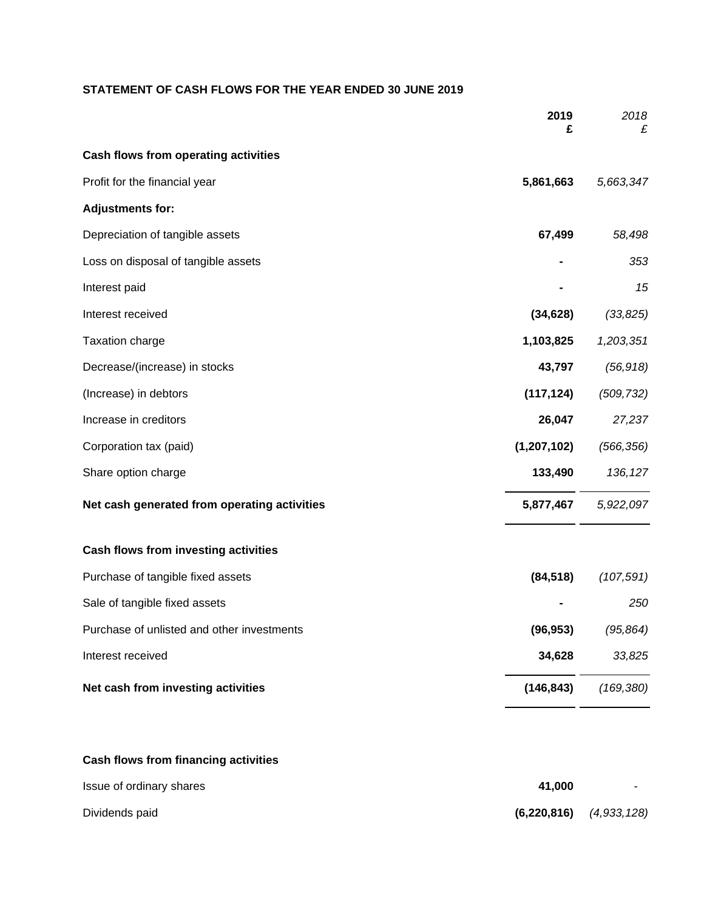## STATEMENT OF CASH FLOWS FOR THE YEAR ENDED 30 JUNE 2019

| | 2019<br>£ | *2018*<br>*£* |
|---|---|---|
| **Cash flows from operating activities** | | |
| Profit for the financial year | **5,861,663** | *5,663,347* |
| **Adjustments for:** | | |
| Depreciation of tangible assets | **67,499** | *58,498* |
| Loss on disposal of tangible assets | **-** | *353* |
| Interest paid | **-** | *15* |
| Interest received | **(34,628)** | *(33,825)* |
| Taxation charge | **1,103,825** | *1,203,351* |
| Decrease/(increase) in stocks | **43,797** | *(56,918)* |
| (Increase) in debtors | **(117,124)** | *(509,732)* |
| Increase in creditors | **26,047** | *27,237* |
| Corporation tax (paid) | **(1,207,102)** | *(566,356)* |
| Share option charge | **133,490** | *136,127* |
| **Net cash generated from operating activities** | **5,877,467** | *5,922,097* |
| **Cash flows from investing activities** | | |
| Purchase of tangible fixed assets | **(84,518)** | *(107,591)* |
| Sale of tangible fixed assets | **-** | *250* |
| Purchase of unlisted and other investments | **(96,953)** | *(95,864)* |
| Interest received | **34,628** | *33,825* |
| **Net cash from investing activities** | **(146,843)** | *(169,380)* |
| **Cash flows from financing activities** | | |
| Issue of ordinary shares | **41,000** | - |
| Dividends paid | **(6,220,816)** | *(4,933,128)* |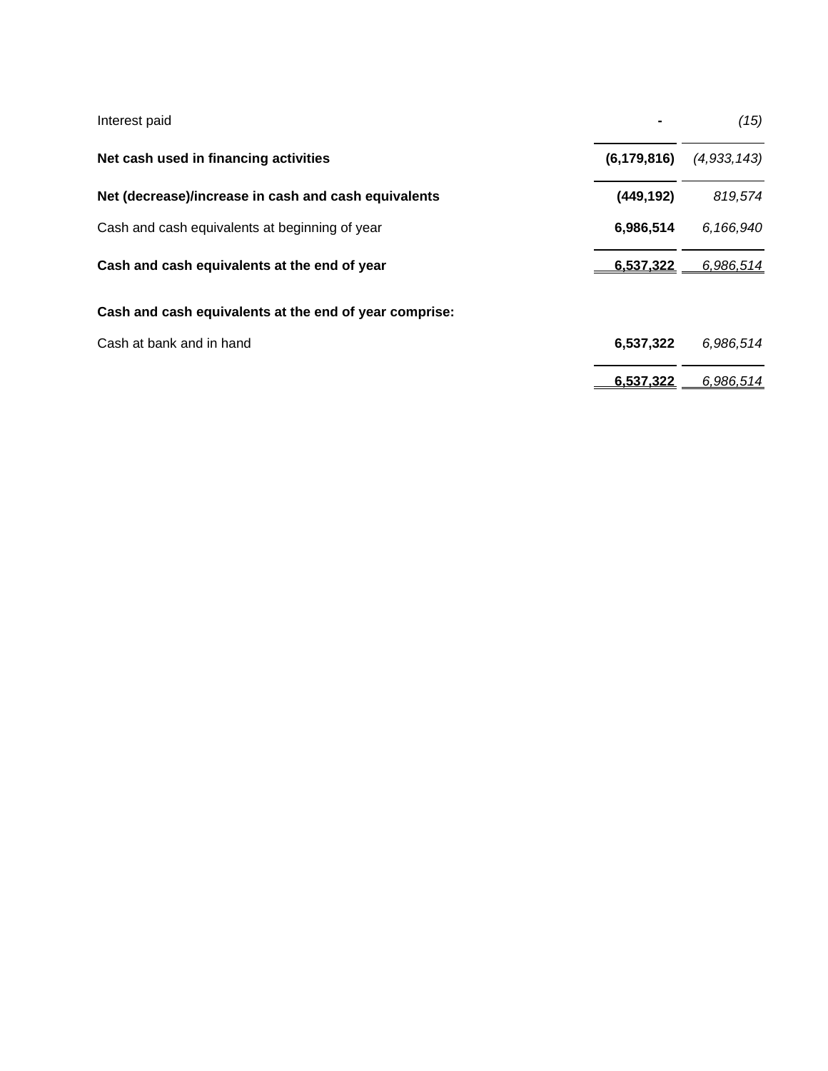| | | |
|---|---|---|
| Interest paid | **-** | *(15)* |
| **Net cash used in financing activities** | **(6,179,816)** | *(4,933,143)* |
| **Net (decrease)/increase in cash and cash equivalents** | **(449,192)** | *819,574* |
| Cash and cash equivalents at beginning of year | **6,986,514** | *6,166,940* |
| **Cash and cash equivalents at the end of year** | **6,537,322** | *6,986,514* |
| | | |
| **Cash and cash equivalents at the end of year comprise:** | | |
| Cash at bank and in hand | **6,537,322** | *6,986,514* |
| | **6,537,322** | *6,986,514* |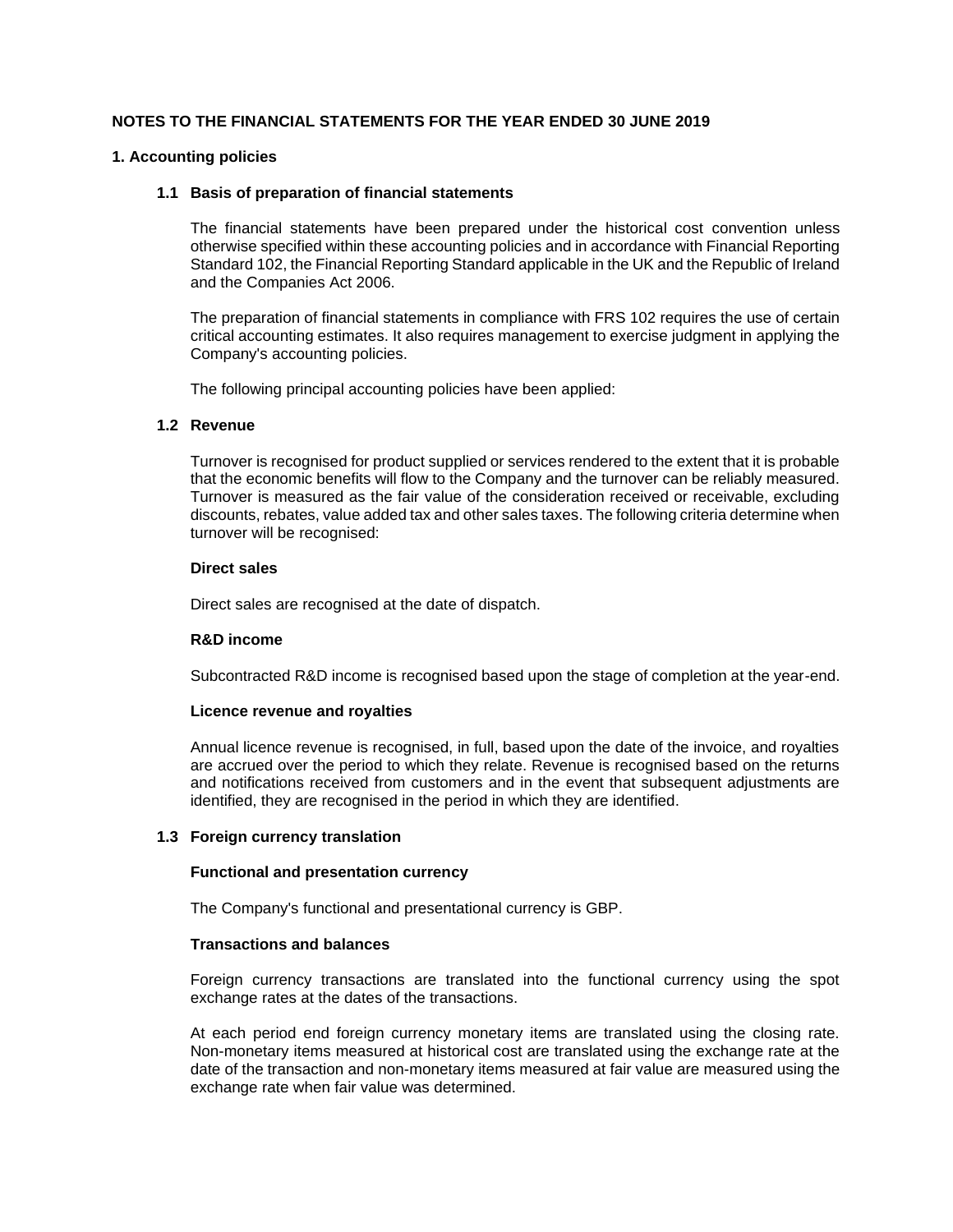# NOTES TO THE FINANCIAL STATEMENTS FOR THE YEAR ENDED 30 JUNE 2019

## 1. Accounting policies

### 1.1 Basis of preparation of financial statements

The financial statements have been prepared under the historical cost convention unless otherwise specified within these accounting policies and in accordance with Financial Reporting Standard 102, the Financial Reporting Standard applicable in the UK and the Republic of Ireland and the Companies Act 2006.

The preparation of financial statements in compliance with FRS 102 requires the use of certain critical accounting estimates. It also requires management to exercise judgment in applying the Company's accounting policies.

The following principal accounting policies have been applied:

### 1.2 Revenue

Turnover is recognised for product supplied or services rendered to the extent that it is probable that the economic benefits will flow to the Company and the turnover can be reliably measured. Turnover is measured as the fair value of the consideration received or receivable, excluding discounts, rebates, value added tax and other sales taxes. The following criteria determine when turnover will be recognised:

**Direct sales**

Direct sales are recognised at the date of dispatch.

**R&D income**

Subcontracted R&D income is recognised based upon the stage of completion at the year-end.

**Licence revenue and royalties**

Annual licence revenue is recognised, in full, based upon the date of the invoice, and royalties are accrued over the period to which they relate. Revenue is recognised based on the returns and notifications received from customers and in the event that subsequent adjustments are identified, they are recognised in the period in which they are identified.

### 1.3 Foreign currency translation

**Functional and presentation currency**

The Company's functional and presentational currency is GBP.

**Transactions and balances**

Foreign currency transactions are translated into the functional currency using the spot exchange rates at the dates of the transactions.

At each period end foreign currency monetary items are translated using the closing rate. Non-monetary items measured at historical cost are translated using the exchange rate at the date of the transaction and non-monetary items measured at fair value are measured using the exchange rate when fair value was determined.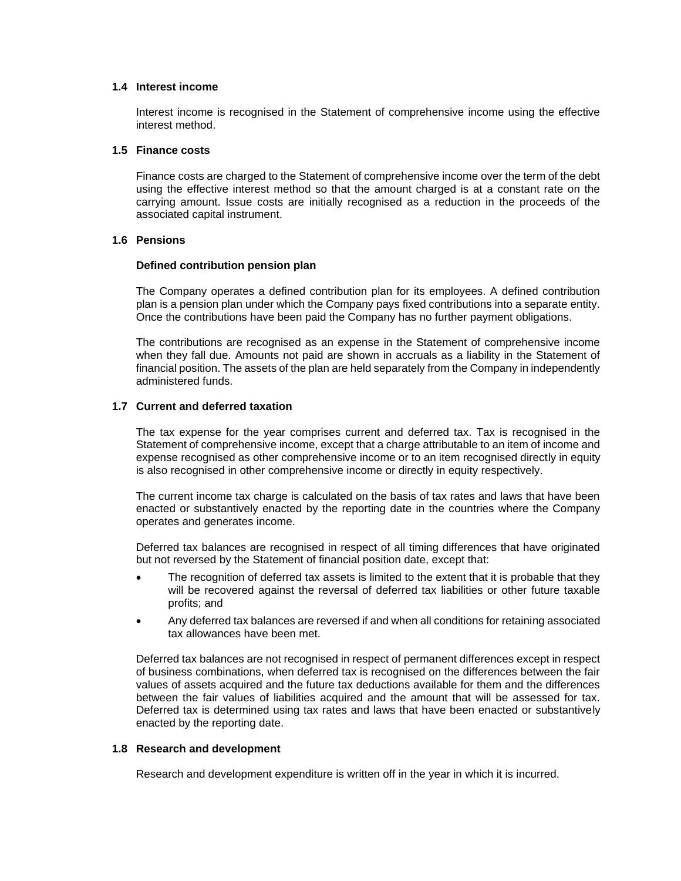### 1.4 Interest income

Interest income is recognised in the Statement of comprehensive income using the effective interest method.

### 1.5 Finance costs

Finance costs are charged to the Statement of comprehensive income over the term of the debt using the effective interest method so that the amount charged is at a constant rate on the carrying amount. Issue costs are initially recognised as a reduction in the proceeds of the associated capital instrument.

### 1.6 Pensions

**Defined contribution pension plan**

The Company operates a defined contribution plan for its employees. A defined contribution plan is a pension plan under which the Company pays fixed contributions into a separate entity. Once the contributions have been paid the Company has no further payment obligations.

The contributions are recognised as an expense in the Statement of comprehensive income when they fall due. Amounts not paid are shown in accruals as a liability in the Statement of financial position. The assets of the plan are held separately from the Company in independently administered funds.

### 1.7 Current and deferred taxation

The tax expense for the year comprises current and deferred tax. Tax is recognised in the Statement of comprehensive income, except that a charge attributable to an item of income and expense recognised as other comprehensive income or to an item recognised directly in equity is also recognised in other comprehensive income or directly in equity respectively.

The current income tax charge is calculated on the basis of tax rates and laws that have been enacted or substantively enacted by the reporting date in the countries where the Company operates and generates income.

Deferred tax balances are recognised in respect of all timing differences that have originated but not reversed by the Statement of financial position date, except that:

- The recognition of deferred tax assets is limited to the extent that it is probable that they will be recovered against the reversal of deferred tax liabilities or other future taxable profits; and
- Any deferred tax balances are reversed if and when all conditions for retaining associated tax allowances have been met.

Deferred tax balances are not recognised in respect of permanent differences except in respect of business combinations, when deferred tax is recognised on the differences between the fair values of assets acquired and the future tax deductions available for them and the differences between the fair values of liabilities acquired and the amount that will be assessed for tax. Deferred tax is determined using tax rates and laws that have been enacted or substantively enacted by the reporting date.

### 1.8 Research and development

Research and development expenditure is written off in the year in which it is incurred.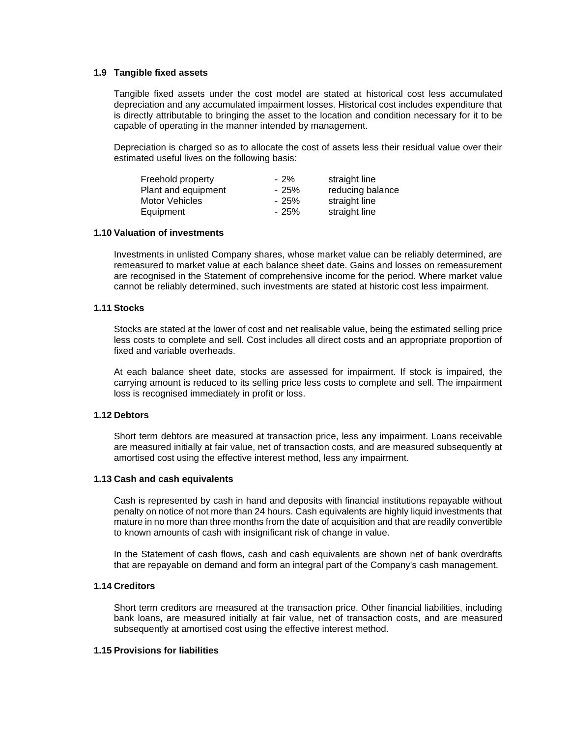### 1.9 Tangible fixed assets

Tangible fixed assets under the cost model are stated at historical cost less accumulated depreciation and any accumulated impairment losses. Historical cost includes expenditure that is directly attributable to bringing the asset to the location and condition necessary for it to be capable of operating in the manner intended by management.

Depreciation is charged so as to allocate the cost of assets less their residual value over their estimated useful lives on the following basis:

| | | |
|---|---|---|
| Freehold property | - 2% | straight line |
| Plant and equipment | - 25% | reducing balance |
| Motor Vehicles | - 25% | straight line |
| Equipment | - 25% | straight line |

### 1.10 Valuation of investments

Investments in unlisted Company shares, whose market value can be reliably determined, are remeasured to market value at each balance sheet date. Gains and losses on remeasurement are recognised in the Statement of comprehensive income for the period. Where market value cannot be reliably determined, such investments are stated at historic cost less impairment.

### 1.11 Stocks

Stocks are stated at the lower of cost and net realisable value, being the estimated selling price less costs to complete and sell. Cost includes all direct costs and an appropriate proportion of fixed and variable overheads.

At each balance sheet date, stocks are assessed for impairment. If stock is impaired, the carrying amount is reduced to its selling price less costs to complete and sell. The impairment loss is recognised immediately in profit or loss.

### 1.12 Debtors

Short term debtors are measured at transaction price, less any impairment. Loans receivable are measured initially at fair value, net of transaction costs, and are measured subsequently at amortised cost using the effective interest method, less any impairment.

### 1.13 Cash and cash equivalents

Cash is represented by cash in hand and deposits with financial institutions repayable without penalty on notice of not more than 24 hours. Cash equivalents are highly liquid investments that mature in no more than three months from the date of acquisition and that are readily convertible to known amounts of cash with insignificant risk of change in value.

In the Statement of cash flows, cash and cash equivalents are shown net of bank overdrafts that are repayable on demand and form an integral part of the Company's cash management.

### 1.14 Creditors

Short term creditors are measured at the transaction price. Other financial liabilities, including bank loans, are measured initially at fair value, net of transaction costs, and are measured subsequently at amortised cost using the effective interest method.

### 1.15 Provisions for liabilities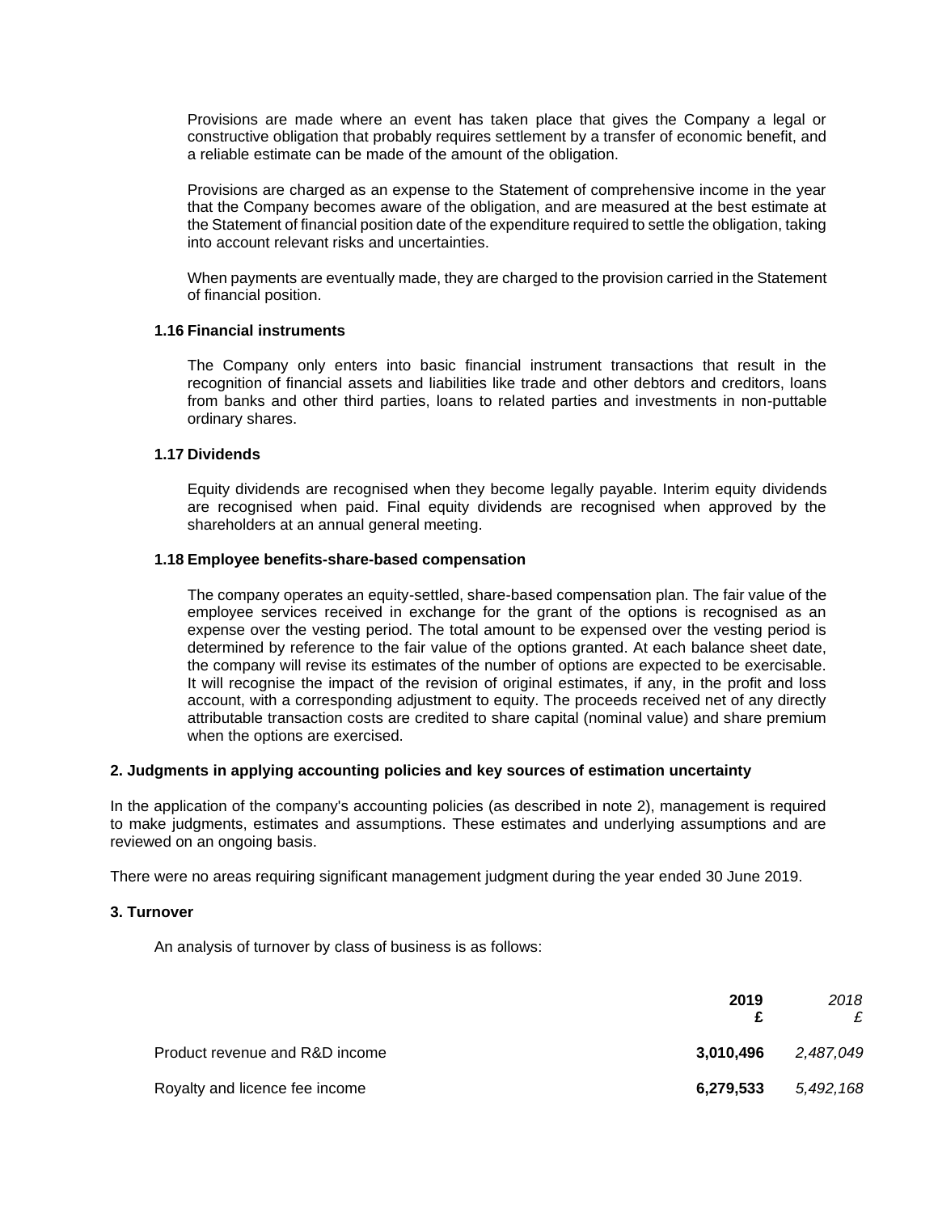Provisions are made where an event has taken place that gives the Company a legal or constructive obligation that probably requires settlement by a transfer of economic benefit, and a reliable estimate can be made of the amount of the obligation.

Provisions are charged as an expense to the Statement of comprehensive income in the year that the Company becomes aware of the obligation, and are measured at the best estimate at the Statement of financial position date of the expenditure required to settle the obligation, taking into account relevant risks and uncertainties.

When payments are eventually made, they are charged to the provision carried in the Statement of financial position.

### 1.16 Financial instruments

The Company only enters into basic financial instrument transactions that result in the recognition of financial assets and liabilities like trade and other debtors and creditors, loans from banks and other third parties, loans to related parties and investments in non-puttable ordinary shares.

### 1.17 Dividends

Equity dividends are recognised when they become legally payable. Interim equity dividends are recognised when paid. Final equity dividends are recognised when approved by the shareholders at an annual general meeting.

### 1.18 Employee benefits-share-based compensation

The company operates an equity-settled, share-based compensation plan. The fair value of the employee services received in exchange for the grant of the options is recognised as an expense over the vesting period. The total amount to be expensed over the vesting period is determined by reference to the fair value of the options granted. At each balance sheet date, the company will revise its estimates of the number of options are expected to be exercisable. It will recognise the impact of the revision of original estimates, if any, in the profit and loss account, with a corresponding adjustment to equity. The proceeds received net of any directly attributable transaction costs are credited to share capital (nominal value) and share premium when the options are exercised.

## 2. Judgments in applying accounting policies and key sources of estimation uncertainty

In the application of the company's accounting policies (as described in note 2), management is required to make judgments, estimates and assumptions. These estimates and underlying assumptions and are reviewed on an ongoing basis.

There were no areas requiring significant management judgment during the year ended 30 June 2019.

## 3. Turnover

An analysis of turnover by class of business is as follows:

| | **2019** **£** | *2018* *£* |
|---|---|---|
| Product revenue and R&D income | **3,010,496** | *2,487,049* |
| Royalty and licence fee income | **6,279,533** | *5,492,168* |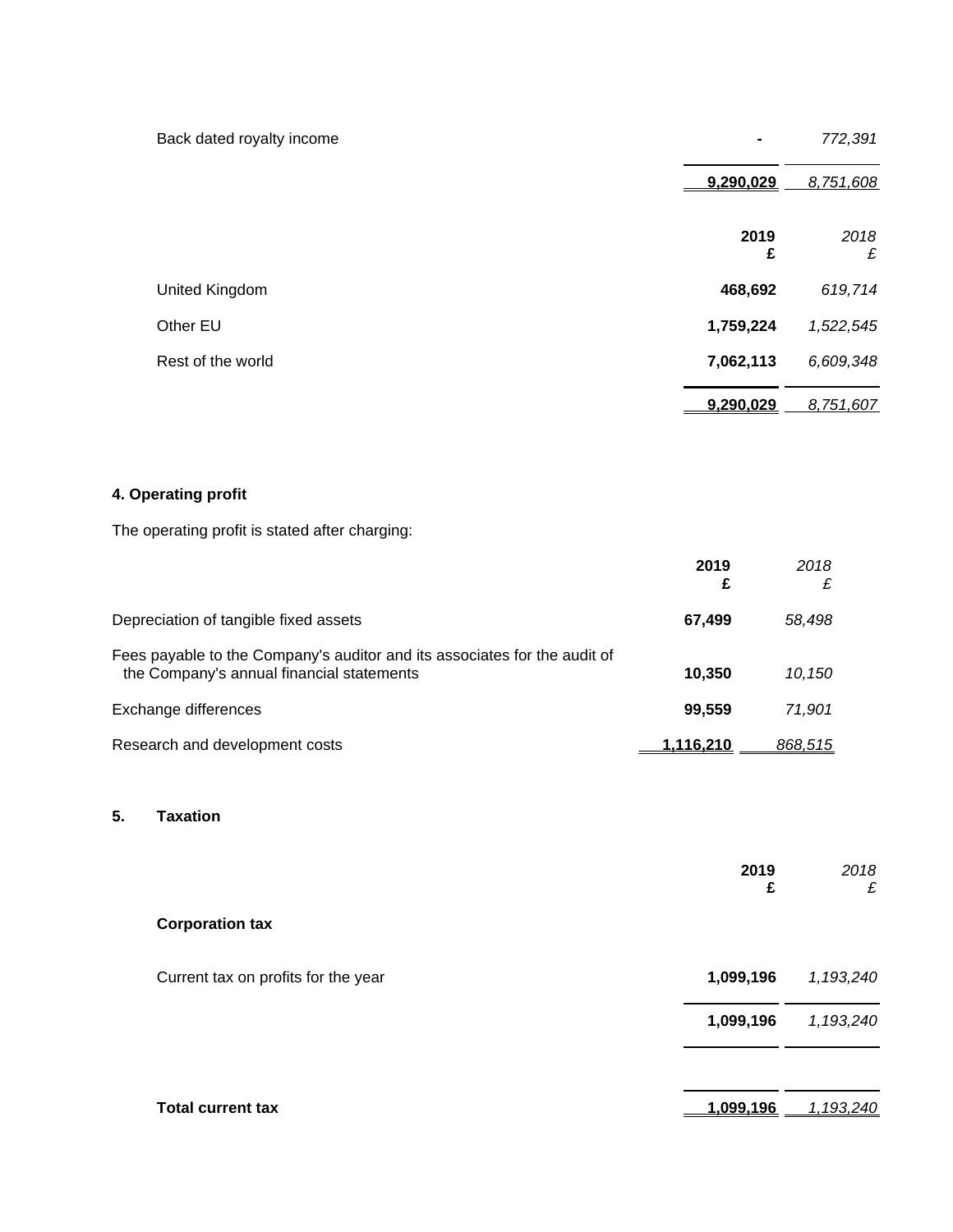| | 2019 £ | *2018 £* |
|---|---|---|
| Back dated royalty income | - | *772,391* |
| | **9,290,029** | *8,751,608* |

| | 2019 £ | *2018 £* |
|---|---|---|
| United Kingdom | **468,692** | *619,714* |
| Other EU | **1,759,224** | *1,522,545* |
| Rest of the world | **7,062,113** | *6,609,348* |
| | **9,290,029** | *8,751,607* |

## 4. Operating profit

The operating profit is stated after charging:

| | 2019 £ | *2018 £* |
|---|---|---|
| Depreciation of tangible fixed assets | **67,499** | *58,498* |
| Fees payable to the Company's auditor and its associates for the audit of the Company's annual financial statements | **10,350** | *10,150* |
| Exchange differences | **99,559** | *71,901* |
| Research and development costs | **1,116,210** | *868,515* |

## 5. Taxation

| | 2019 £ | *2018 £* |
|---|---|---|
| **Corporation tax** | | |
| Current tax on profits for the year | **1,099,196** | *1,193,240* |
| | **1,099,196** | *1,193,240* |
| **Total current tax** | **1,099,196** | *1,193,240* |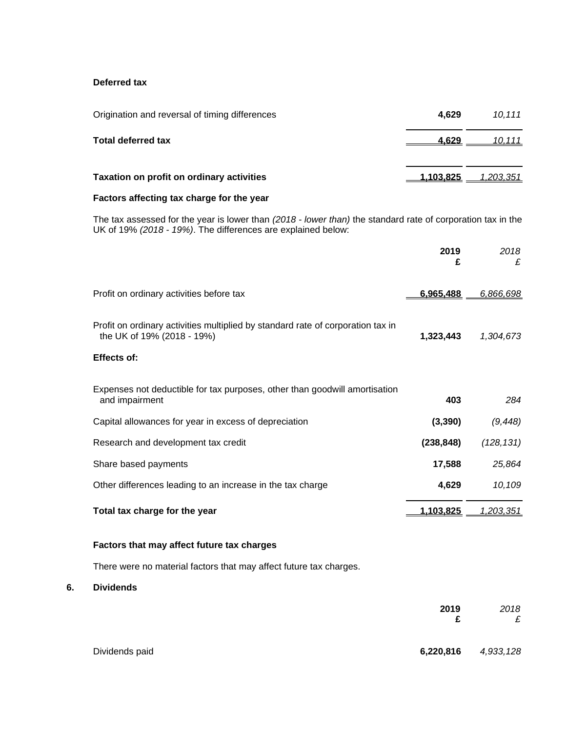**Deferred tax**

| | 2019 | 2018 |
|---|---|---|
| Origination and reversal of timing differences | **4,629** | *10,111* |
| **Total deferred tax** | **4,629** | *10,111* |
| **Taxation on profit on ordinary activities** | **1,103,825** | *1,203,351* |

**Factors affecting tax charge for the year**

The tax assessed for the year is lower than *(2018 - lower than)* the standard rate of corporation tax in the UK of 19% *(2018 - 19%)*. The differences are explained below:

| | **2019** **£** | *2018* *£* |
|---|---|---|
| Profit on ordinary activities before tax | **6,965,488** | *6,866,698* |
| Profit on ordinary activities multiplied by standard rate of corporation tax in the UK of 19% (2018 - 19%) | **1,323,443** | *1,304,673* |
| **Effects of:** | | |
| Expenses not deductible for tax purposes, other than goodwill amortisation and impairment | **403** | *284* |
| Capital allowances for year in excess of depreciation | **(3,390)** | *(9,448)* |
| Research and development tax credit | **(238,848)** | *(128,131)* |
| Share based payments | **17,588** | *25,864* |
| Other differences leading to an increase in the tax charge | **4,629** | *10,109* |
| **Total tax charge for the year** | **1,103,825** | *1,203,351* |

**Factors that may affect future tax charges**

There were no material factors that may affect future tax charges.

## 6. Dividends

| | **2019** **£** | *2018* *£* |
|---|---|---|
| Dividends paid | **6,220,816** | *4,933,128* |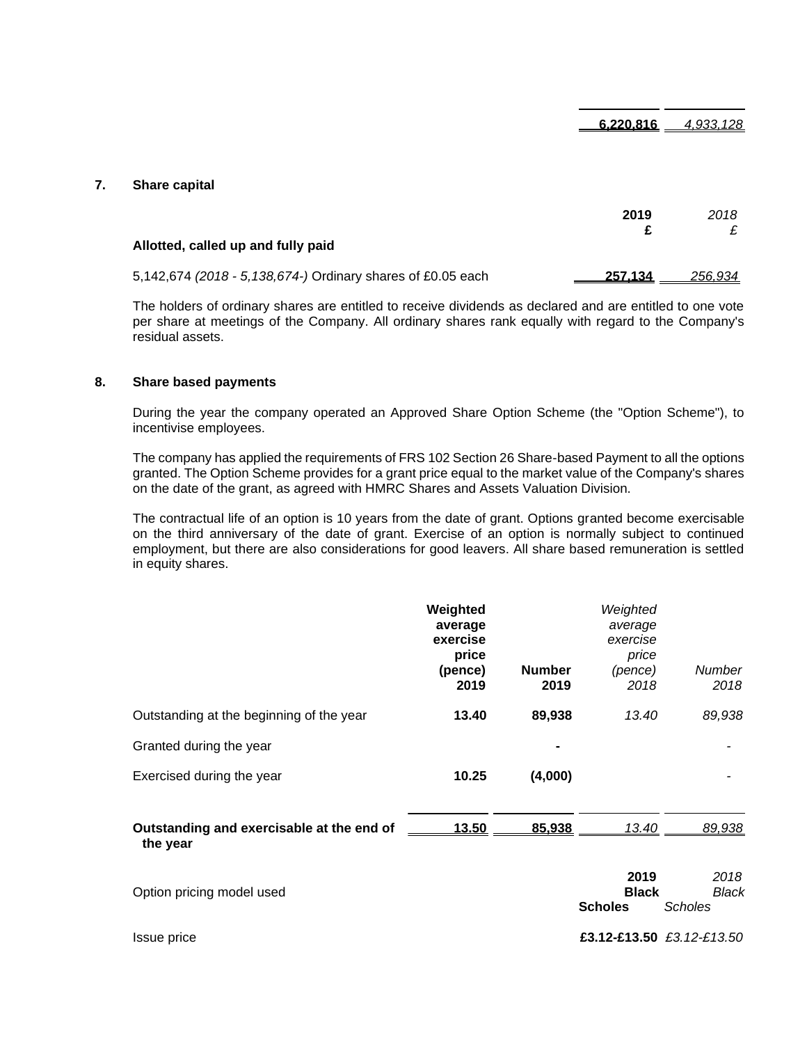| | | |
|---|---|---|
| | **6,220,816** | *4,933,128* |

## 7. Share capital

| | 2019 £ | *2018 £* |
|---|---|---|
| **Allotted, called up and fully paid** | | |
| 5,142,674 *(2018 - 5,138,674-)* Ordinary shares of £0.05 each | **257,134** | *256,934* |

The holders of ordinary shares are entitled to receive dividends as declared and are entitled to one vote per share at meetings of the Company. All ordinary shares rank equally with regard to the Company's residual assets.

## 8. Share based payments

During the year the company operated an Approved Share Option Scheme (the "Option Scheme"), to incentivise employees.

The company has applied the requirements of FRS 102 Section 26 Share-based Payment to all the options granted. The Option Scheme provides for a grant price equal to the market value of the Company's shares on the date of the grant, as agreed with HMRC Shares and Assets Valuation Division.

The contractual life of an option is 10 years from the date of grant. Options granted become exercisable on the third anniversary of the date of grant. Exercise of an option is normally subject to continued employment, but there are also considerations for good leavers. All share based remuneration is settled in equity shares.

| | **Weighted average exercise price (pence) 2019** | **Number 2019** | *Weighted average exercise price (pence) 2018* | *Number 2018* |
|---|---|---|---|---|
| Outstanding at the beginning of the year | **13.40** | **89,938** | *13.40* | *89,938* |
| Granted during the year | | **-** | | *-* |
| Exercised during the year | **10.25** | **(4,000)** | | *-* |
| **Outstanding and exercisable at the end of the year** | **13.50** | **85,938** | *13.40* | *89,938* |

| | 2019 | *2018* |
|---|---|---|
| Option pricing model used | **Black Scholes** | *Black Scholes* |
| Issue price | **£3.12-£13.50** | *£3.12-£13.50* |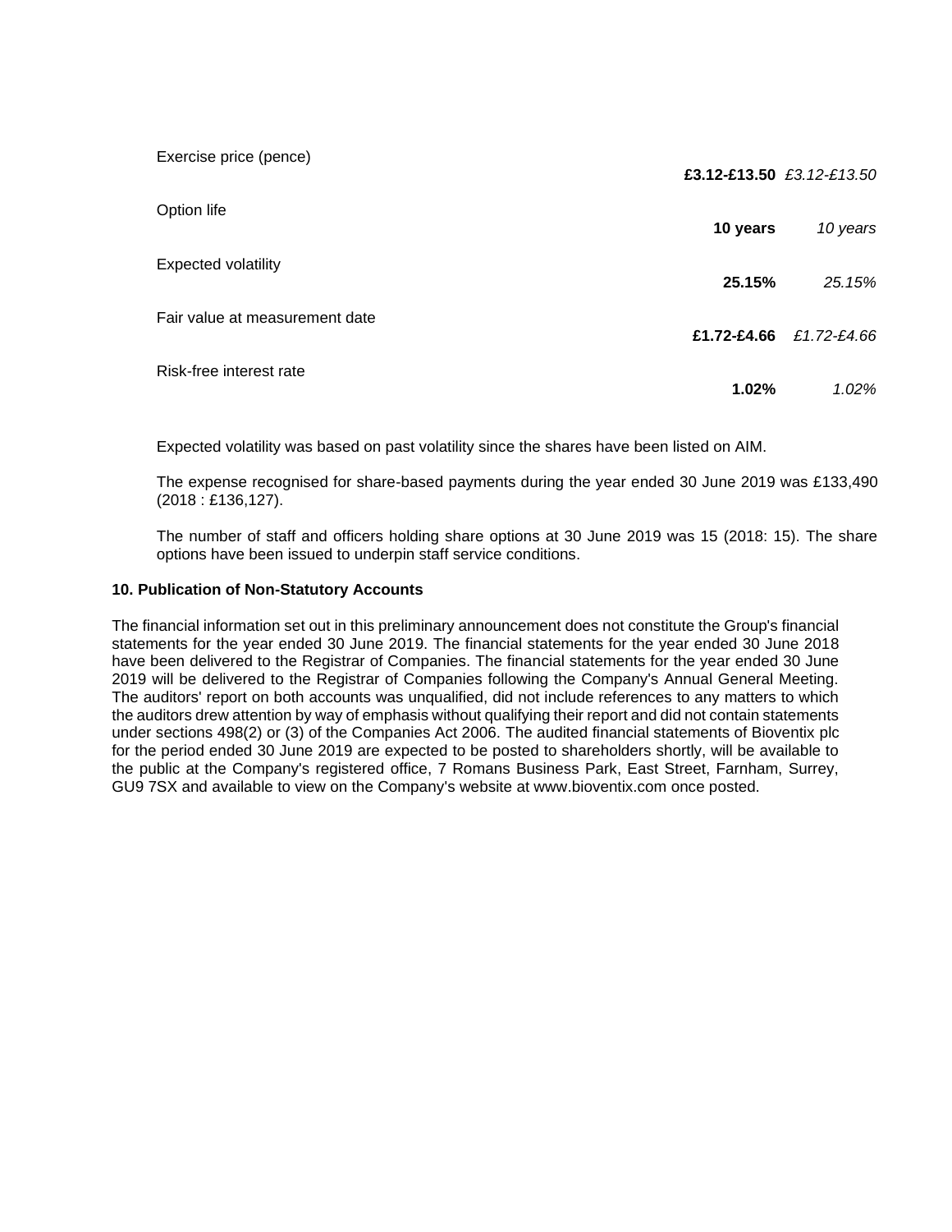| | | |
|---|---|---|
| Exercise price (pence) | **£3.12-£13.50** | *£3.12-£13.50* |
| Option life | **10 years** | *10 years* |
| Expected volatility | **25.15%** | *25.15%* |
| Fair value at measurement date | **£1.72-£4.66** | *£1.72-£4.66* |
| Risk-free interest rate | **1.02%** | *1.02%* |

Expected volatility was based on past volatility since the shares have been listed on AIM.

The expense recognised for share-based payments during the year ended 30 June 2019 was £133,490 (2018 : £136,127).

The number of staff and officers holding share options at 30 June 2019 was 15 (2018: 15). The share options have been issued to underpin staff service conditions.

**10. Publication of Non-Statutory Accounts**

The financial information set out in this preliminary announcement does not constitute the Group's financial statements for the year ended 30 June 2019. The financial statements for the year ended 30 June 2018 have been delivered to the Registrar of Companies. The financial statements for the year ended 30 June 2019 will be delivered to the Registrar of Companies following the Company's Annual General Meeting. The auditors' report on both accounts was unqualified, did not include references to any matters to which the auditors drew attention by way of emphasis without qualifying their report and did not contain statements under sections 498(2) or (3) of the Companies Act 2006. The audited financial statements of Bioventix plc for the period ended 30 June 2019 are expected to be posted to shareholders shortly, will be available to the public at the Company's registered office, 7 Romans Business Park, East Street, Farnham, Surrey, GU9 7SX and available to view on the Company's website at www.bioventix.com once posted.